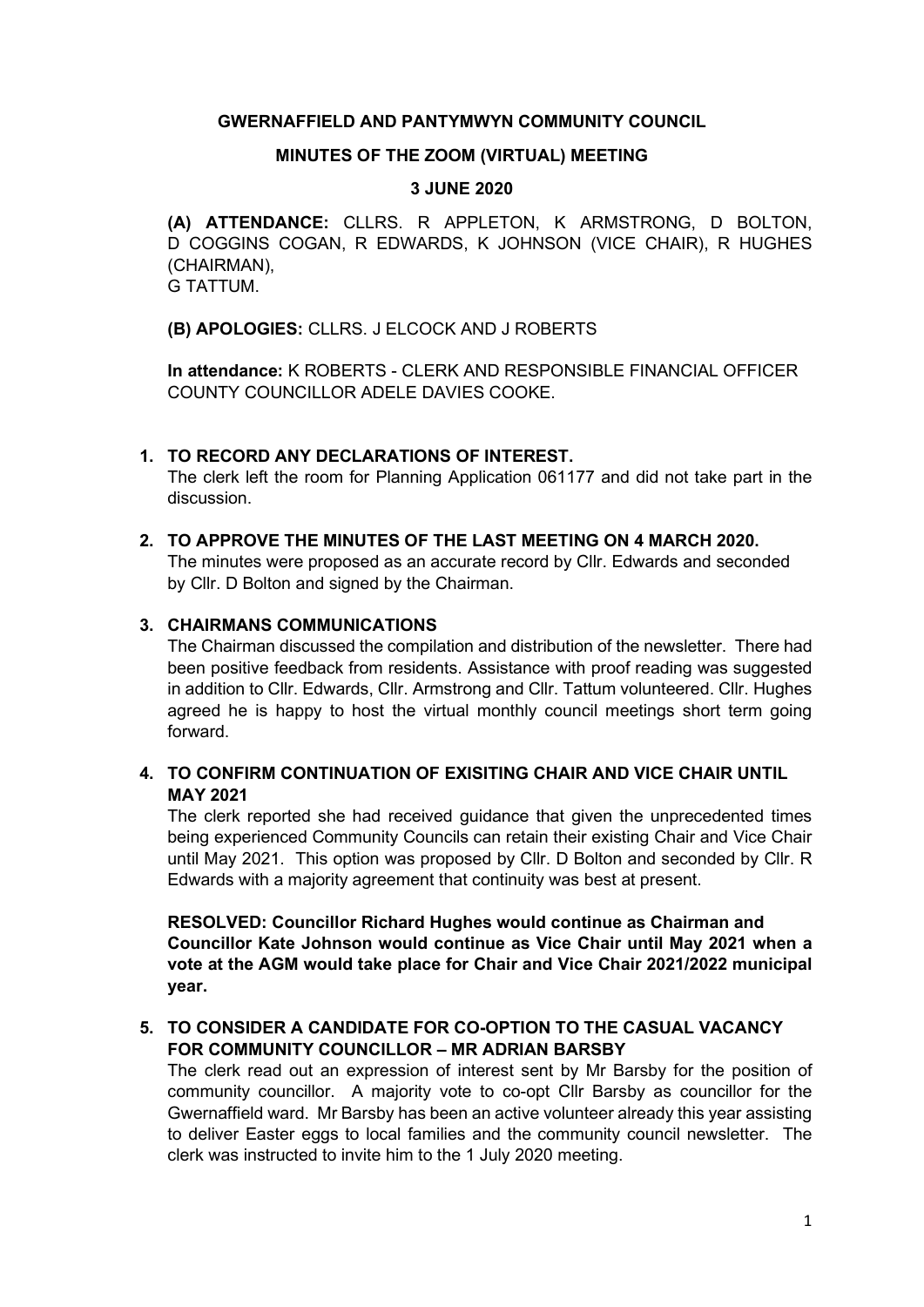**GWERNAFFIELD AND PANTYMWYN COMMUNITY COUNCIL**

**MINUTES OF THE ZOOM (VIRTUAL) MEETING**

**3 JUNE 2020**

**(A) ATTENDANCE:** CLLRS. R APPLETON, K ARMSTRONG, D BOLTON, D COGGINS COGAN, R EDWARDS, K JOHNSON (VICE CHAIR), R HUGHES (CHAIRMAN),
G TATTUM.

**(B) APOLOGIES:** CLLRS. J ELCOCK AND J ROBERTS

**In attendance:** K ROBERTS - CLERK AND RESPONSIBLE FINANCIAL OFFICER COUNTY COUNCILLOR ADELE DAVIES COOKE.

1. **TO RECORD ANY DECLARATIONS OF INTEREST.**
   The clerk left the room for Planning Application 061177 and did not take part in the discussion.

2. **TO APPROVE THE MINUTES OF THE LAST MEETING ON 4 MARCH 2020.**
   The minutes were proposed as an accurate record by Cllr. Edwards and seconded by Cllr. D Bolton and signed by the Chairman.

3. **CHAIRMANS COMMUNICATIONS**
   The Chairman discussed the compilation and distribution of the newsletter. There had been positive feedback from residents. Assistance with proof reading was suggested in addition to Cllr. Edwards, Cllr. Armstrong and Cllr. Tattum volunteered. Cllr. Hughes agreed he is happy to host the virtual monthly council meetings short term going forward.

4. **TO CONFIRM CONTINUATION OF EXISITING CHAIR AND VICE CHAIR UNTIL MAY 2021**
   The clerk reported she had received guidance that given the unprecedented times being experienced Community Councils can retain their existing Chair and Vice Chair until May 2021. This option was proposed by Cllr. D Bolton and seconded by Cllr. R Edwards with a majority agreement that continuity was best at present.

   **RESOLVED: Councillor Richard Hughes would continue as Chairman and Councillor Kate Johnson would continue as Vice Chair until May 2021 when a vote at the AGM would take place for Chair and Vice Chair 2021/2022 municipal year.**

5. **TO CONSIDER A CANDIDATE FOR CO-OPTION TO THE CASUAL VACANCY FOR COMMUNITY COUNCILLOR – MR ADRIAN BARSBY**
   The clerk read out an expression of interest sent by Mr Barsby for the position of community councillor. A majority vote to co-opt Cllr Barsby as councillor for the Gwernaffield ward. Mr Barsby has been an active volunteer already this year assisting to deliver Easter eggs to local families and the community council newsletter. The clerk was instructed to invite him to the 1 July 2020 meeting.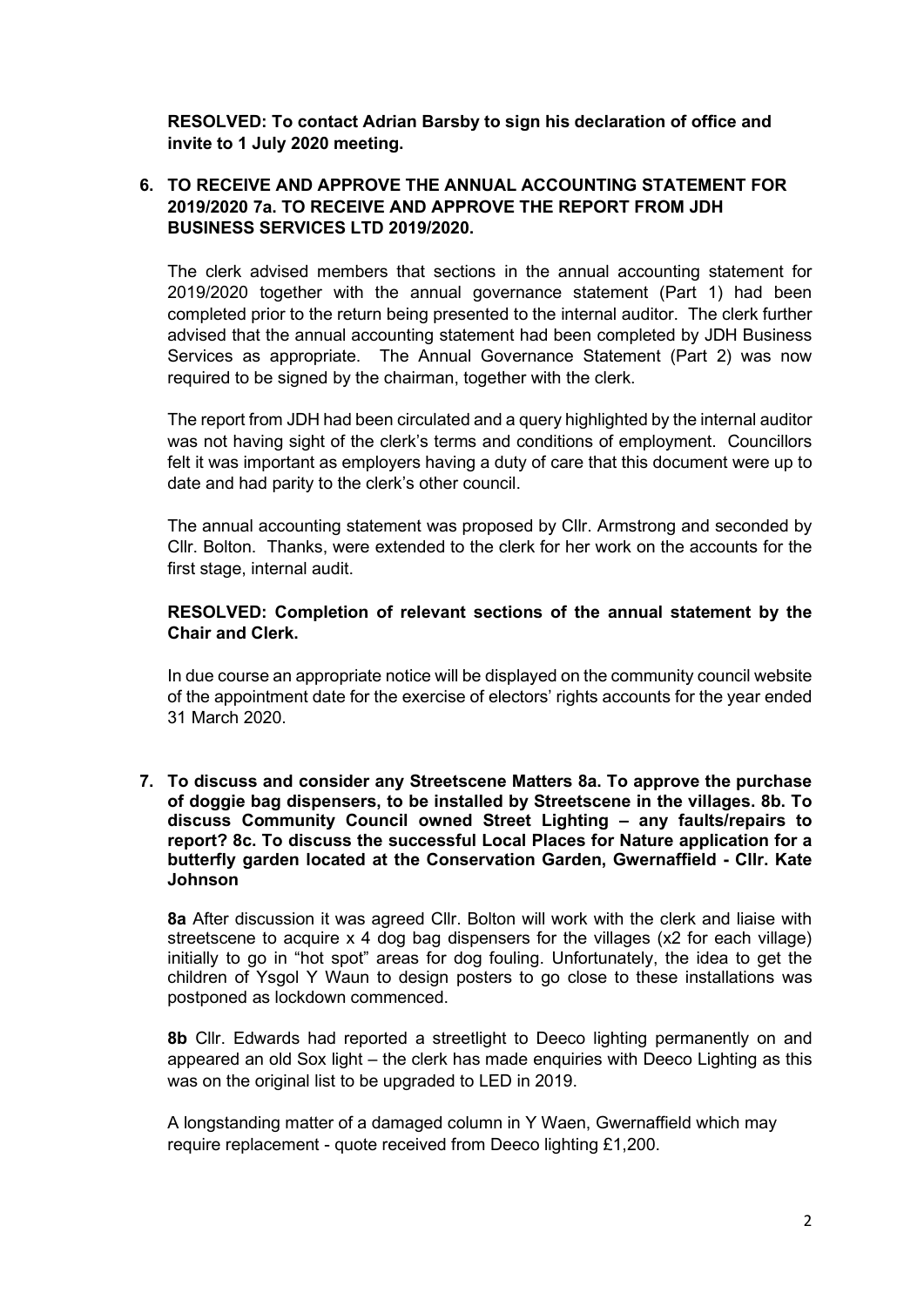**RESOLVED: To contact Adrian Barsby to sign his declaration of office and invite to 1 July 2020 meeting.**

6. **TO RECEIVE AND APPROVE THE ANNUAL ACCOUNTING STATEMENT FOR 2019/2020 7a. TO RECEIVE AND APPROVE THE REPORT FROM JDH BUSINESS SERVICES LTD 2019/2020.**

   The clerk advised members that sections in the annual accounting statement for 2019/2020 together with the annual governance statement (Part 1) had been completed prior to the return being presented to the internal auditor. The clerk further advised that the annual accounting statement had been completed by JDH Business Services as appropriate. The Annual Governance Statement (Part 2) was now required to be signed by the chairman, together with the clerk.

   The report from JDH had been circulated and a query highlighted by the internal auditor was not having sight of the clerk's terms and conditions of employment. Councillors felt it was important as employers having a duty of care that this document were up to date and had parity to the clerk's other council.

   The annual accounting statement was proposed by Cllr. Armstrong and seconded by Cllr. Bolton. Thanks, were extended to the clerk for her work on the accounts for the first stage, internal audit.

   **RESOLVED: Completion of relevant sections of the annual statement by the Chair and Clerk.**

   In due course an appropriate notice will be displayed on the community council website of the appointment date for the exercise of electors' rights accounts for the year ended 31 March 2020.

7. **To discuss and consider any Streetscene Matters 8a. To approve the purchase of doggie bag dispensers, to be installed by Streetscene in the villages. 8b. To discuss Community Council owned Street Lighting – any faults/repairs to report? 8c. To discuss the successful Local Places for Nature application for a butterfly garden located at the Conservation Garden, Gwernaffield - Cllr. Kate Johnson**

   **8a** After discussion it was agreed Cllr. Bolton will work with the clerk and liaise with streetscene to acquire x 4 dog bag dispensers for the villages (x2 for each village) initially to go in "hot spot" areas for dog fouling. Unfortunately, the idea to get the children of Ysgol Y Waun to design posters to go close to these installations was postponed as lockdown commenced.

   **8b** Cllr. Edwards had reported a streetlight to Deeco lighting permanently on and appeared an old Sox light – the clerk has made enquiries with Deeco Lighting as this was on the original list to be upgraded to LED in 2019.

   A longstanding matter of a damaged column in Y Waen, Gwernaffield which may require replacement - quote received from Deeco lighting £1,200.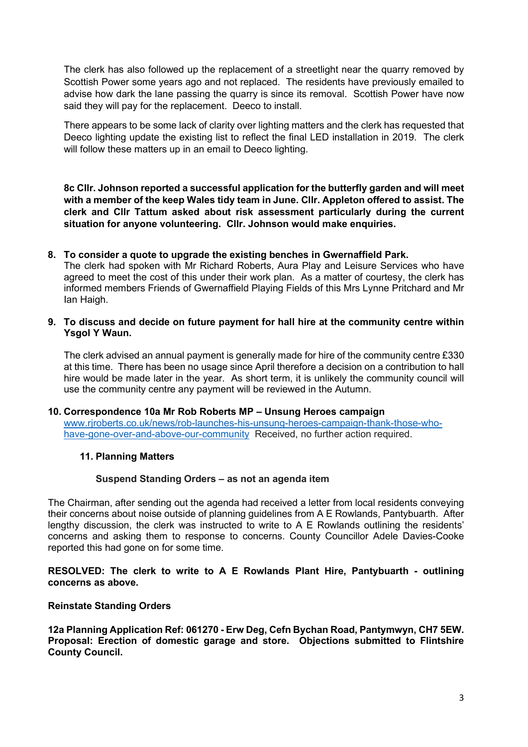The clerk has also followed up the replacement of a streetlight near the quarry removed by Scottish Power some years ago and not replaced. The residents have previously emailed to advise how dark the lane passing the quarry is since its removal. Scottish Power have now said they will pay for the replacement. Deeco to install.

There appears to be some lack of clarity over lighting matters and the clerk has requested that Deeco lighting update the existing list to reflect the final LED installation in 2019. The clerk will follow these matters up in an email to Deeco lighting.

**8c Cllr. Johnson reported a successful application for the butterfly garden and will meet with a member of the keep Wales tidy team in June. Cllr. Appleton offered to assist. The clerk and Cllr Tattum asked about risk assessment particularly during the current situation for anyone volunteering. Cllr. Johnson would make enquiries.**

8. **To consider a quote to upgrade the existing benches in Gwernaffield Park.**
   The clerk had spoken with Mr Richard Roberts, Aura Play and Leisure Services who have agreed to meet the cost of this under their work plan. As a matter of courtesy, the clerk has informed members Friends of Gwernaffield Playing Fields of this Mrs Lynne Pritchard and Mr Ian Haigh.

9. **To discuss and decide on future payment for hall hire at the community centre within Ysgol Y Waun.**

   The clerk advised an annual payment is generally made for hire of the community centre £330 at this time. There has been no usage since April therefore a decision on a contribution to hall hire would be made later in the year. As short term, it is unlikely the community council will use the community centre any payment will be reviewed in the Autumn.

10. **Correspondence 10a Mr Rob Roberts MP – Unsung Heroes campaign**
    [www.rjroberts.co.uk/news/rob-launches-his-unsung-heroes-campaign-thank-those-who-have-gone-over-and-above-our-community](www.rjroberts.co.uk/news/rob-launches-his-unsung-heroes-campaign-thank-those-who-have-gone-over-and-above-our-community) Received, no further action required.

**11. Planning Matters**

**Suspend Standing Orders – as not an agenda item**

The Chairman, after sending out the agenda had received a letter from local residents conveying their concerns about noise outside of planning guidelines from A E Rowlands, Pantybuarth. After lengthy discussion, the clerk was instructed to write to A E Rowlands outlining the residents' concerns and asking them to response to concerns. County Councillor Adele Davies-Cooke reported this had gone on for some time.

**RESOLVED: The clerk to write to A E Rowlands Plant Hire, Pantybuarth - outlining concerns as above.**

**Reinstate Standing Orders**

**12a Planning Application Ref: 061270 - Erw Deg, Cefn Bychan Road, Pantymwyn, CH7 5EW. Proposal: Erection of domestic garage and store. Objections submitted to Flintshire County Council.**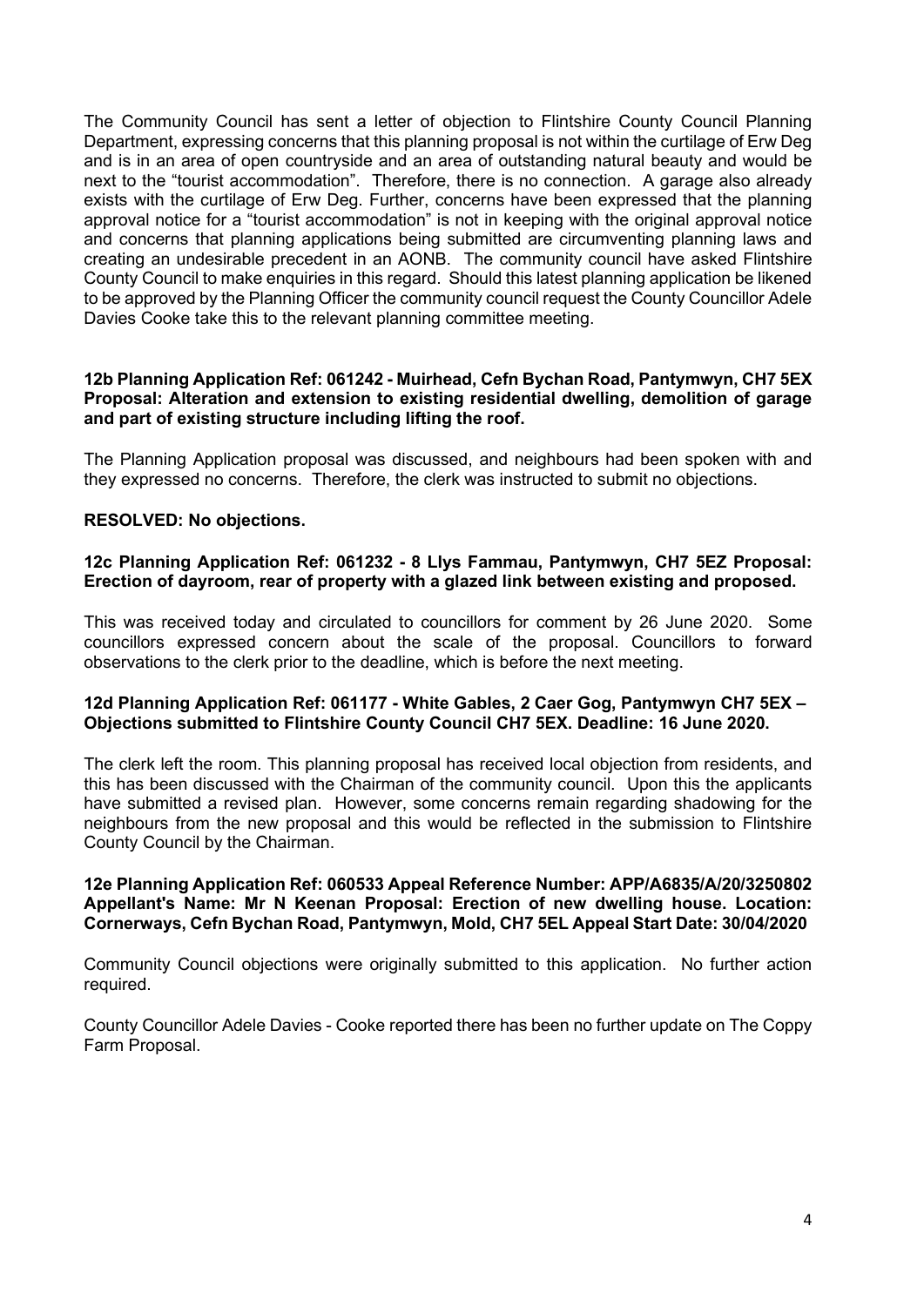The Community Council has sent a letter of objection to Flintshire County Council Planning Department, expressing concerns that this planning proposal is not within the curtilage of Erw Deg and is in an area of open countryside and an area of outstanding natural beauty and would be next to the "tourist accommodation". Therefore, there is no connection. A garage also already exists with the curtilage of Erw Deg. Further, concerns have been expressed that the planning approval notice for a "tourist accommodation" is not in keeping with the original approval notice and concerns that planning applications being submitted are circumventing planning laws and creating an undesirable precedent in an AONB. The community council have asked Flintshire County Council to make enquiries in this regard. Should this latest planning application be likened to be approved by the Planning Officer the community council request the County Councillor Adele Davies Cooke take this to the relevant planning committee meeting.

**12b Planning Application Ref: 061242 - Muirhead, Cefn Bychan Road, Pantymwyn, CH7 5EX Proposal: Alteration and extension to existing residential dwelling, demolition of garage and part of existing structure including lifting the roof.**

The Planning Application proposal was discussed, and neighbours had been spoken with and they expressed no concerns. Therefore, the clerk was instructed to submit no objections.

**RESOLVED: No objections.**

**12c Planning Application Ref: 061232 - 8 Llys Fammau, Pantymwyn, CH7 5EZ Proposal: Erection of dayroom, rear of property with a glazed link between existing and proposed.**

This was received today and circulated to councillors for comment by 26 June 2020. Some councillors expressed concern about the scale of the proposal. Councillors to forward observations to the clerk prior to the deadline, which is before the next meeting.

**12d Planning Application Ref: 061177 - White Gables, 2 Caer Gog, Pantymwyn CH7 5EX – Objections submitted to Flintshire County Council CH7 5EX. Deadline: 16 June 2020.**

The clerk left the room. This planning proposal has received local objection from residents, and this has been discussed with the Chairman of the community council. Upon this the applicants have submitted a revised plan. However, some concerns remain regarding shadowing for the neighbours from the new proposal and this would be reflected in the submission to Flintshire County Council by the Chairman.

**12e Planning Application Ref: 060533 Appeal Reference Number: APP/A6835/A/20/3250802 Appellant's Name: Mr N Keenan Proposal: Erection of new dwelling house. Location: Cornerways, Cefn Bychan Road, Pantymwyn, Mold, CH7 5EL Appeal Start Date: 30/04/2020**

Community Council objections were originally submitted to this application. No further action required.

County Councillor Adele Davies - Cooke reported there has been no further update on The Coppy Farm Proposal.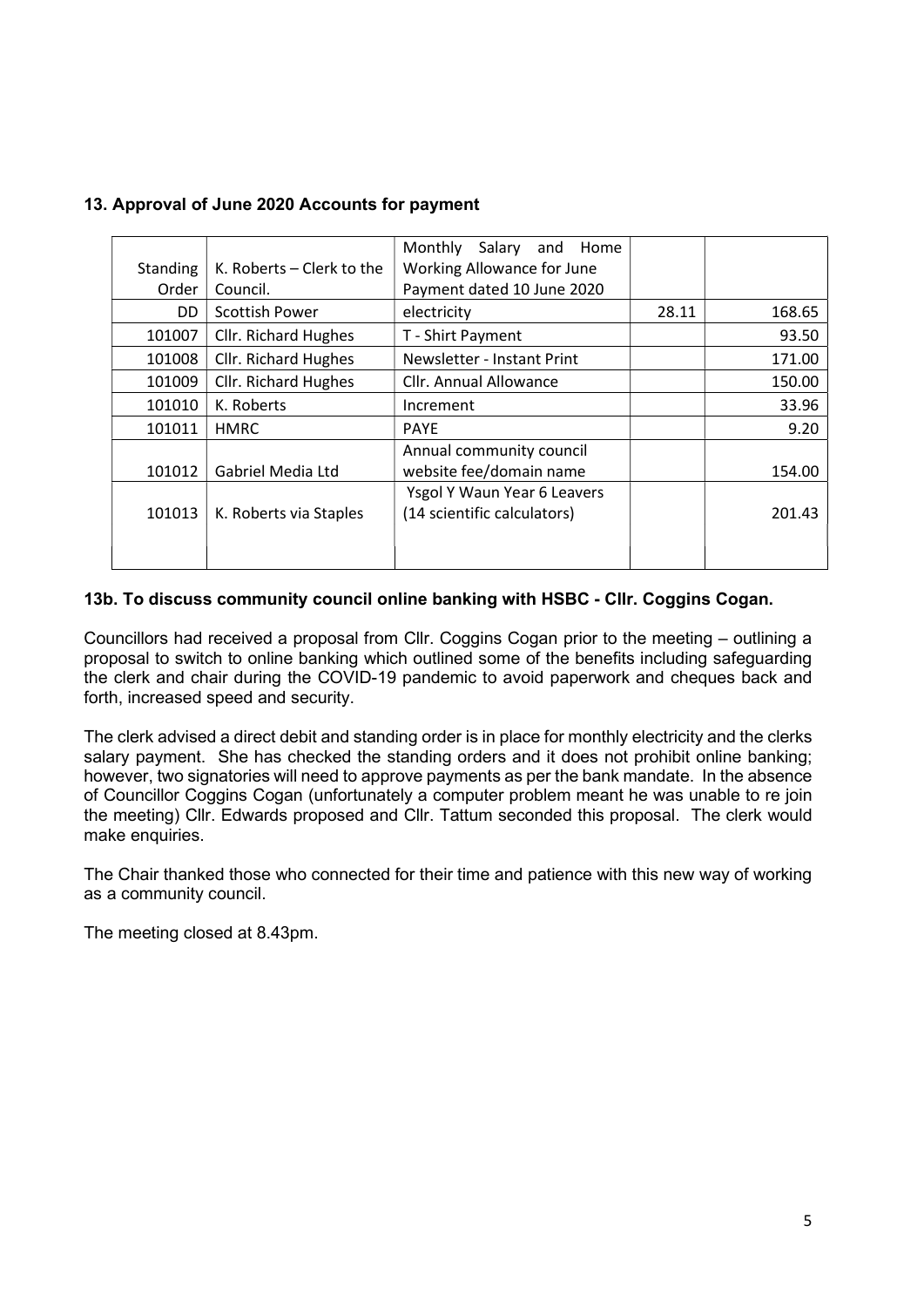### 13. Approval of June 2020 Accounts for payment

| | | | | |
|---|---|---|---|---|
| Standing Order | K. Roberts – Clerk to the Council. | Monthly Salary and Home Working Allowance for June Payment dated 10 June 2020 | | |
| DD | Scottish Power | electricity | 28.11 | 168.65 |
| 101007 | Cllr. Richard Hughes | T - Shirt Payment | | 93.50 |
| 101008 | Cllr. Richard Hughes | Newsletter - Instant Print | | 171.00 |
| 101009 | Cllr. Richard Hughes | Cllr. Annual Allowance | | 150.00 |
| 101010 | K. Roberts | Increment | | 33.96 |
| 101011 | HMRC | PAYE | | 9.20 |
| 101012 | Gabriel Media Ltd | Annual community council website fee/domain name | | 154.00 |
| 101013 | K. Roberts via Staples | Ysgol Y Waun Year 6 Leavers (14 scientific calculators) | | 201.43 |
| | | | | |

### 13b. To discuss community council online banking with HSBC - Cllr. Coggins Cogan.

Councillors had received a proposal from Cllr. Coggins Cogan prior to the meeting – outlining a proposal to switch to online banking which outlined some of the benefits including safeguarding the clerk and chair during the COVID-19 pandemic to avoid paperwork and cheques back and forth, increased speed and security.

The clerk advised a direct debit and standing order is in place for monthly electricity and the clerks salary payment. She has checked the standing orders and it does not prohibit online banking; however, two signatories will need to approve payments as per the bank mandate. In the absence of Councillor Coggins Cogan (unfortunately a computer problem meant he was unable to re join the meeting) Cllr. Edwards proposed and Cllr. Tattum seconded this proposal. The clerk would make enquiries.

The Chair thanked those who connected for their time and patience with this new way of working as a community council.

The meeting closed at 8.43pm.